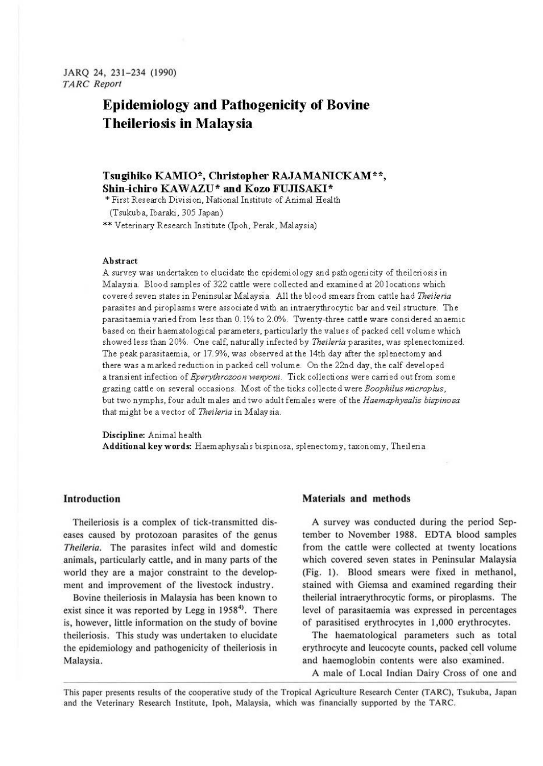JARQ 24, 231–234 (1990)
*TARC Report*

# Epidemiology and Pathogenicity of Bovine Theileriosis in Malaysia

**Tsugihiko KAMIO\*, Christopher RAJAMANICKAM\*\*, Shin-ichiro KAWAZU\* and Kozo FUJISAKI\***

\* First Research Division, National Institute of Animal Health (Tsukuba, Ibaraki, 305 Japan)

\*\* Veterinary Research Institute (Ipoh, Perak, Malaysia)

### Abstract

A survey was undertaken to elucidate the epidemiology and pathogenicity of theileriosis in Malaysia. Blood samples of 322 cattle were collected and examined at 20 locations which covered seven states in Peninsular Malaysia. All the blood smears from cattle had *Theileria* parasites and piroplasms were associated with an intraerythrocytic bar and veil structure. The parasitaemia varied from less than 0.1% to 2.0%. Twenty-three cattle ware considered anaemic based on their haematological parameters, particularly the values of packed cell volume which showed less than 20%. One calf, naturally infected by *Theileria* parasites, was splenectomized. The peak parasitaemia, or 17.9%, was observed at the 14th day after the splenectomy and there was a marked reduction in packed cell volume. On the 22nd day, the calf developed a transient infection of *Eperythrozoon wenyoni*. Tick collections were carried out from some grazing cattle on several occasions. Most of the ticks collected were *Boophilus microplus*, but two nymphs, four adult males and two adult females were of the *Haemaphysalis bispinosa* that might be a vector of *Theileria* in Malaysia.

**Discipline:** Animal health
**Additional key words:** Haemaphysalis bispinosa, splenectomy, taxonomy, Theileria

## Introduction

Theileriosis is a complex of tick-transmitted diseases caused by protozoan parasites of the genus *Theileria*. The parasites infect wild and domestic animals, particularly cattle, and in many parts of the world they are a major constraint to the development and improvement of the livestock industry.

Bovine theileriosis in Malaysia has been known to exist since it was reported by Legg in 1958[4]. There is, however, little information on the study of bovine theileriosis. This study was undertaken to elucidate the epidemiology and pathogenicity of theileriosis in Malaysia.

## Materials and methods

A survey was conducted during the period September to November 1988. EDTA blood samples from the cattle were collected at twenty locations which covered seven states in Peninsular Malaysia (Fig. 1). Blood smears were fixed in methanol, stained with Giemsa and examined regarding their theilerial intraerythrocytic forms, or piroplasms. The level of parasitaemia was expressed in percentages of parasitised erythrocytes in 1,000 erythrocytes.

The haematological parameters such as total erythrocyte and leucocyte counts, packed cell volume and haemoglobin contents were also examined.

A male of Local Indian Dairy Cross of one and

This paper presents results of the cooperative study of the Tropical Agriculture Research Center (TARC), Tsukuba, Japan and the Veterinary Research Institute, Ipoh, Malaysia, which was financially supported by the TARC.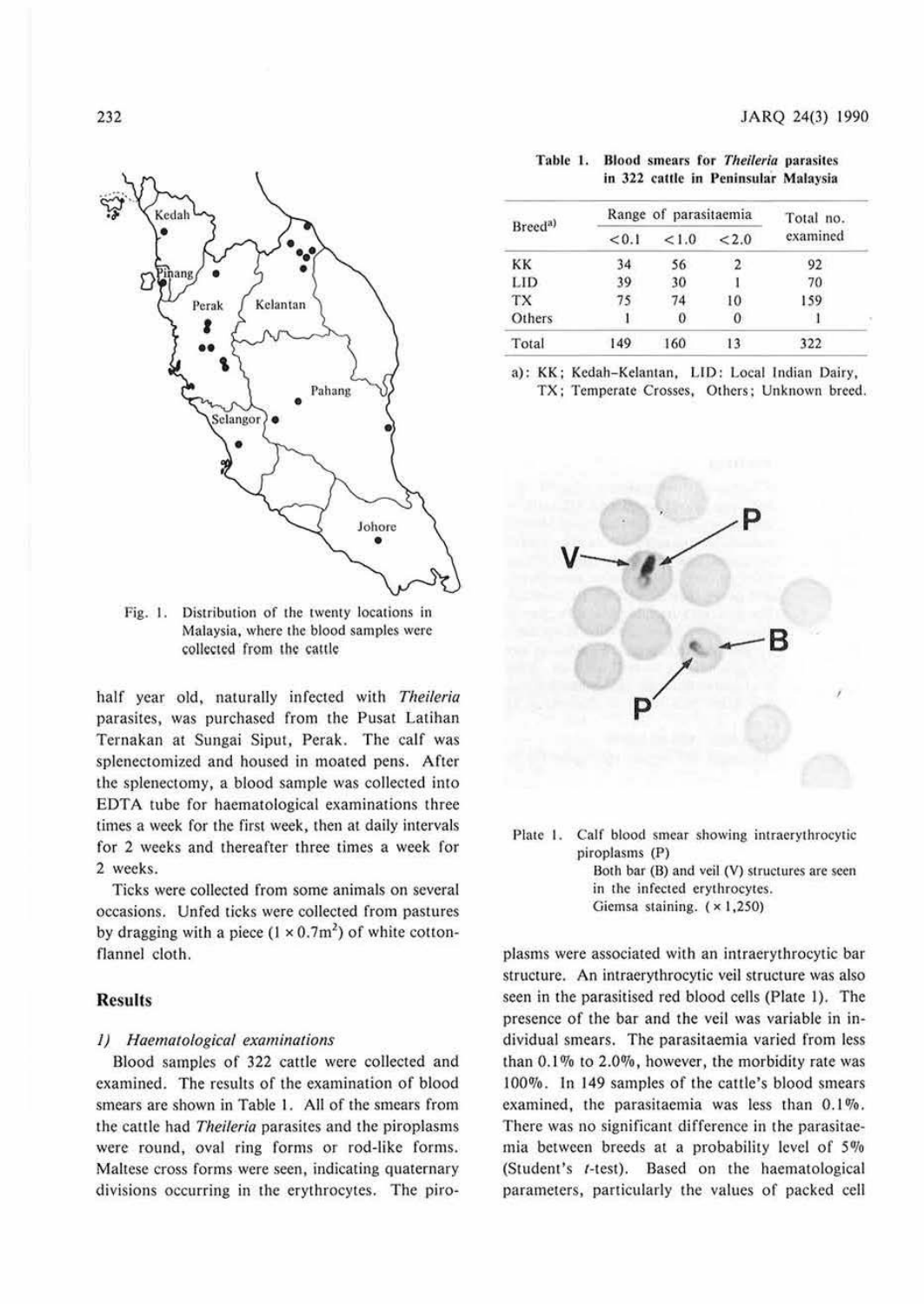Fig. 1. Distribution of the twenty locations in Malaysia, where the blood samples were collected from the cattle

half year old, naturally infected with *Theileria* parasites, was purchased from the Pusat Latihan Ternakan at Sungai Siput, Perak. The calf was splenectomized and housed in moated pens. After the splenectomy, a blood sample was collected into EDTA tube for haematological examinations three times a week for the first week, then at daily intervals for 2 weeks and thereafter three times a week for 2 weeks.

Ticks were collected from some animals on several occasions. Unfed ticks were collected from pastures by dragging with a piece ($1 \times 0.7m^2$) of white cotton-flannel cloth.

## Results

### 1) Haematological examinations

Blood samples of 322 cattle were collected and examined. The results of the examination of blood smears are shown in Table 1. All of the smears from the cattle had *Theileria* parasites and the piroplasms were round, oval ring forms or rod-like forms. Maltese cross forms were seen, indicating quaternary divisions occurring in the erythrocytes. The piroplasms were associated with an intraerythrocytic bar structure. An intraerythrocytic veil structure was also seen in the parasitised red blood cells (Plate 1). The presence of the bar and the veil was variable in individual smears. The parasitaemia varied from less than 0.1% to 2.0%, however, the morbidity rate was 100%. In 149 samples of the cattle's blood smears examined, the parasitaemia was less than 0.1%. There was no significant difference in the parasitaemia between breeds at a probability level of 5% (Student's *t*-test). Based on the haematological parameters, particularly the values of packed cell

Table 1. Blood smears for *Theileria* parasites in 322 cattle in Peninsular Malaysia

| Breed[a)] | Range of parasitaemia | | | Total no. examined |
|---|---|---|---|---|
| | <0.1 | <1.0 | <2.0 | |
| KK | 34 | 56 | 2 | 92 |
| LID | 39 | 30 | 1 | 70 |
| TX | 75 | 74 | 10 | 159 |
| Others | 1 | 0 | 0 | 1 |
| Total | 149 | 160 | 13 | 322 |

a): KK; Kedah-Kelantan, LID: Local Indian Dairy, TX; Temperate Crosses, Others; Unknown breed.

Plate 1. Calf blood smear showing intraerythrocytic piroplasms (P)
Both bar (B) and veil (V) structures are seen in the infected erythrocytes.
Giemsa staining. (× 1,250)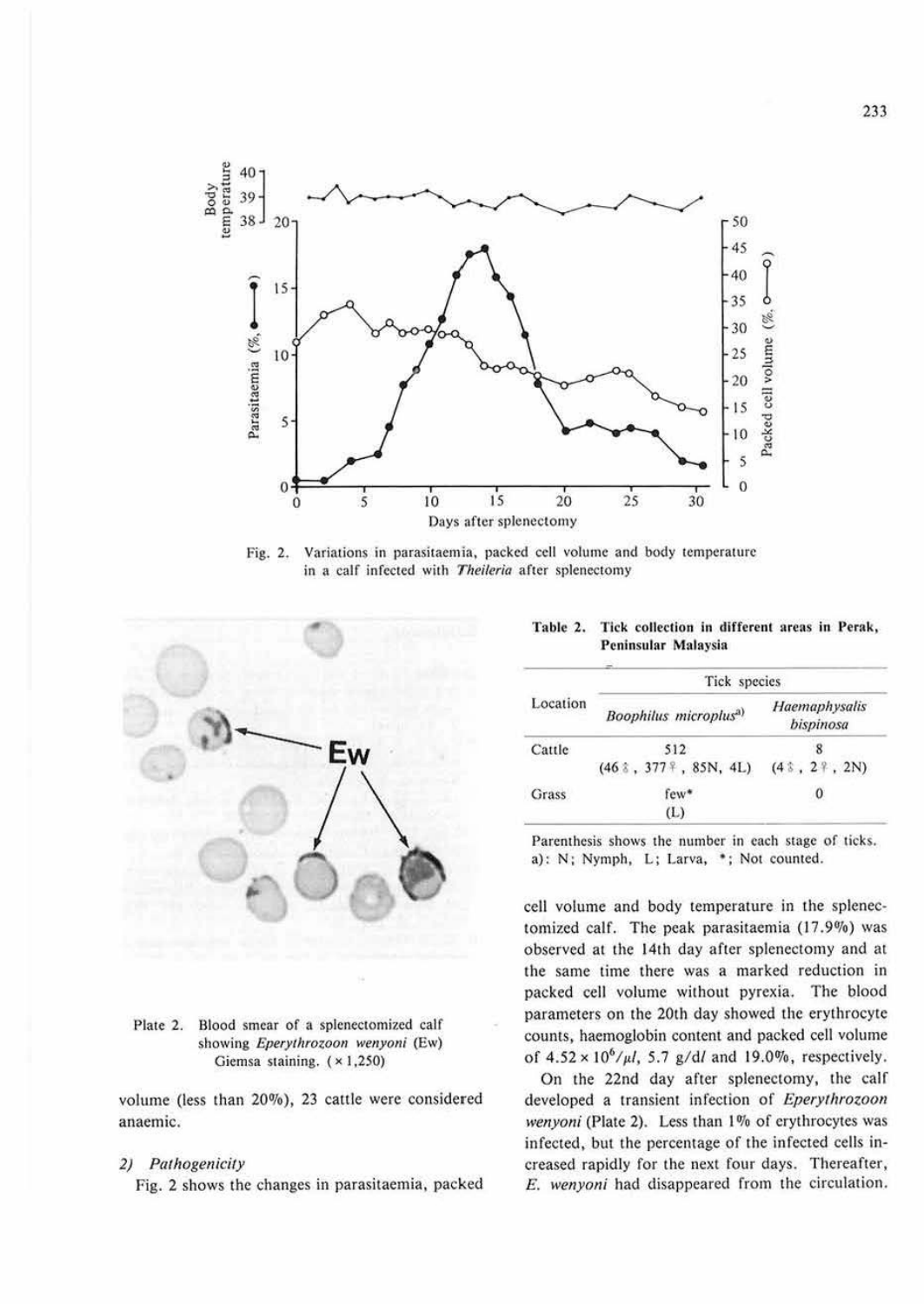Fig. 2. Variations in parasitaemia, packed cell volume and body temperature in a calf infected with *Theileria* after splenectomy

Plate 2. Blood smear of a splenectomized calf showing *Eperythrozoon wenyoni* (Ew) Giemsa staining. (× 1,250)

volume (less than 20%), 23 cattle were considered anaemic.

*2) Pathogenicity*

Fig. 2 shows the changes in parasitaemia, packed cell volume and body temperature in the splenectomized calf. The peak parasitaemia (17.9%) was observed at the 14th day after splenectomy and at the same time there was a marked reduction in packed cell volume without pyrexia. The blood parameters on the 20th day showed the erythrocyte counts, haemoglobin content and packed cell volume of $4.52 \times 10^6/\mu l$, 5.7 g/*dl* and 19.0%, respectively.

On the 22nd day after splenectomy, the calf developed a transient infection of *Eperythrozoon wenyoni* (Plate 2). Less than 1% of erythrocytes was infected, but the percentage of the infected cells increased rapidly for the next four days. Thereafter, *E. wenyoni* had disappeared from the circulation.

**Table 2. Tick collection in different areas in Perak, Peninsular Malaysia**

| Location | Tick species | |
|---|---|---|
| | *Boophilus microplus*[a)] | *Haemaphysalis bispinosa* |
| Cattle | 512 (46♂, 377♀, 85N, 4L) | 8 (4♂, 2♀, 2N) |
| Grass | few* (L) | 0 |

Parenthesis shows the number in each stage of ticks.
a): N; Nymph, L; Larva, *; Not counted.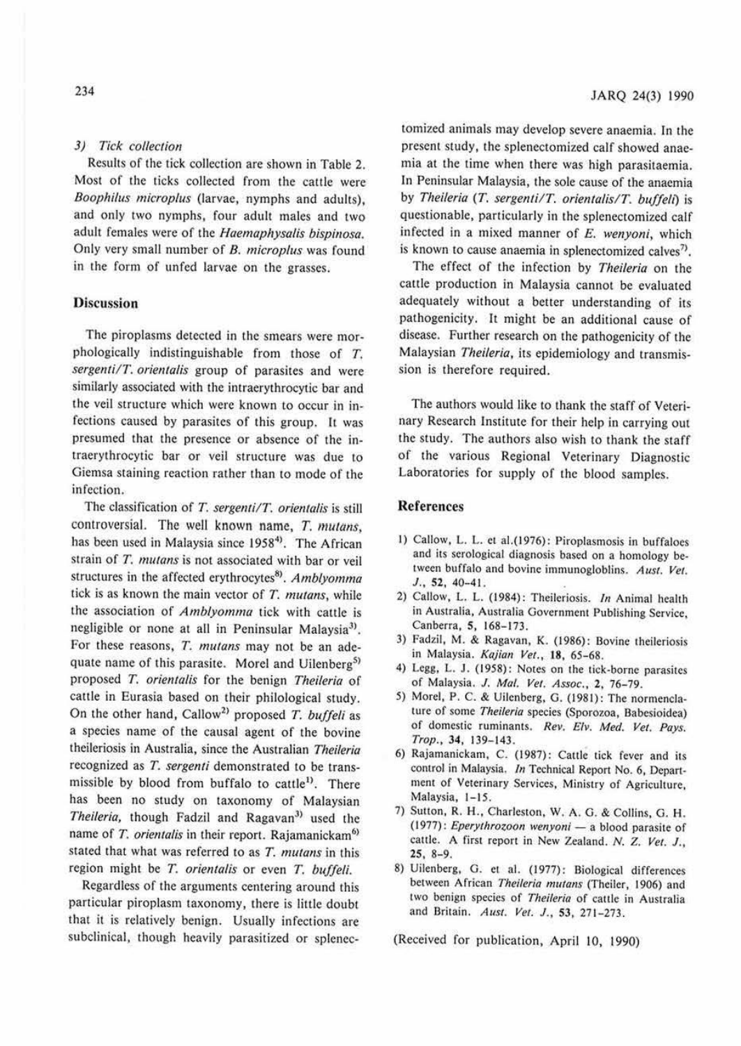*3) Tick collection*

Results of the tick collection are shown in Table 2. Most of the ticks collected from the cattle were *Boophilus microplus* (larvae, nymphs and adults), and only two nymphs, four adult males and two adult females were of the *Haemaphysalis bispinosa*. Only very small number of *B. microplus* was found in the form of unfed larvae on the grasses.

## Discussion

The piroplasms detected in the smears were morphologically indistinguishable from those of *T. sergenti/T. orientalis* group of parasites and were similarly associated with the intraerythrocytic bar and the veil structure which were known to occur in infections caused by parasites of this group. It was presumed that the presence or absence of the intraerythrocytic bar or veil structure was due to Giemsa staining reaction rather than to mode of the infection.

The classification of *T. sergenti/T. orientalis* is still controversial. The well known name, *T. mutans*, has been used in Malaysia since 1958[4]. The African strain of *T. mutans* is not associated with bar or veil structures in the affected erythrocytes[8]. *Amblyomma* tick is as known the main vector of *T. mutans*, while the association of *Amblyomma* tick with cattle is negligible or none at all in Peninsular Malaysia[3]. For these reasons, *T. mutans* may not be an adequate name of this parasite. Morel and Uilenberg[5] proposed *T. orientalis* for the benign *Theileria* of cattle in Eurasia based on their philological study. On the other hand, Callow[2] proposed *T. buffeli* as a species name of the causal agent of the bovine theileriosis in Australia, since the Australian *Theileria* recognized as *T. sergenti* demonstrated to be transmissible by blood from buffalo to cattle[1]. There has been no study on taxonomy of Malaysian *Theileria*, though Fadzil and Ragavan[3] used the name of *T. orientalis* in their report. Rajamanickam[6] stated that what was referred to as *T. mutans* in this region might be *T. orientalis* or even *T. buffeli*.

Regardless of the arguments centering around this particular piroplasm taxonomy, there is little doubt that it is relatively benign. Usually infections are subclinical, though heavily parasitized or splenectomized animals may develop severe anaemia. In the present study, the splenectomized calf showed anaemia at the time when there was high parasitaemia. In Peninsular Malaysia, the sole cause of the anaemia by *Theileria* (*T. sergenti/T. orientalis/T. buffeli*) is questionable, particularly in the splenectomized calf infected in a mixed manner of *E. wenyoni*, which is known to cause anaemia in splenectomized calves[7].

The effect of the infection by *Theileria* on the cattle production in Malaysia cannot be evaluated adequately without a better understanding of its pathogenicity. It might be an additional cause of disease. Further research on the pathogenicity of the Malaysian *Theileria*, its epidemiology and transmission is therefore required.

The authors would like to thank the staff of Veterinary Research Institute for their help in carrying out the study. The authors also wish to thank the staff of the various Regional Veterinary Diagnostic Laboratories for supply of the blood samples.

## References

1) Callow, L. L. et al.(1976): Piroplasmosis in buffaloes and its serological diagnosis based on a homology between buffalo and bovine immunogloblins. *Aust. Vet. J.*, **52**, 40–41.
2) Callow, L. L. (1984): Theileriosis. *In* Animal health in Australia, Australia Government Publishing Service, Canberra, **5**, 168–173.
3) Fadzil, M. & Ragavan, K. (1986): Bovine theileriosis in Malaysia. *Kajian Vet.*, **18**, 65–68.
4) Legg, L. J. (1958): Notes on the tick-borne parasites of Malaysia. *J. Mal. Vet. Assoc.*, **2**, 76–79.
5) Morel, P. C. & Uilenberg, G. (1981): The normenclature of some *Theileria* species (Sporozoa, Babesioidea) of domestic ruminants. *Rev. Elv. Med. Vet. Pays. Trop.*, **34**, 139–143.
6) Rajamanickam, C. (1987): Cattle tick fever and its control in Malaysia. *In* Technical Report No. 6, Department of Veterinary Services, Ministry of Agriculture, Malaysia, 1–15.
7) Sutton, R. H., Charleston, W. A. G. & Collins, G. H. (1977): *Eperythrozoon wenyoni* — a blood parasite of cattle. A first report in New Zealand. *N. Z. Vet. J.*, **25**, 8–9.
8) Uilenberg, G. et al. (1977): Biological differences between African *Theileria mutans* (Theiler, 1906) and two benign species of *Theileria* of cattle in Australia and Britain. *Aust. Vet. J.*, **53**, 271–273.

(Received for publication, April 10, 1990)